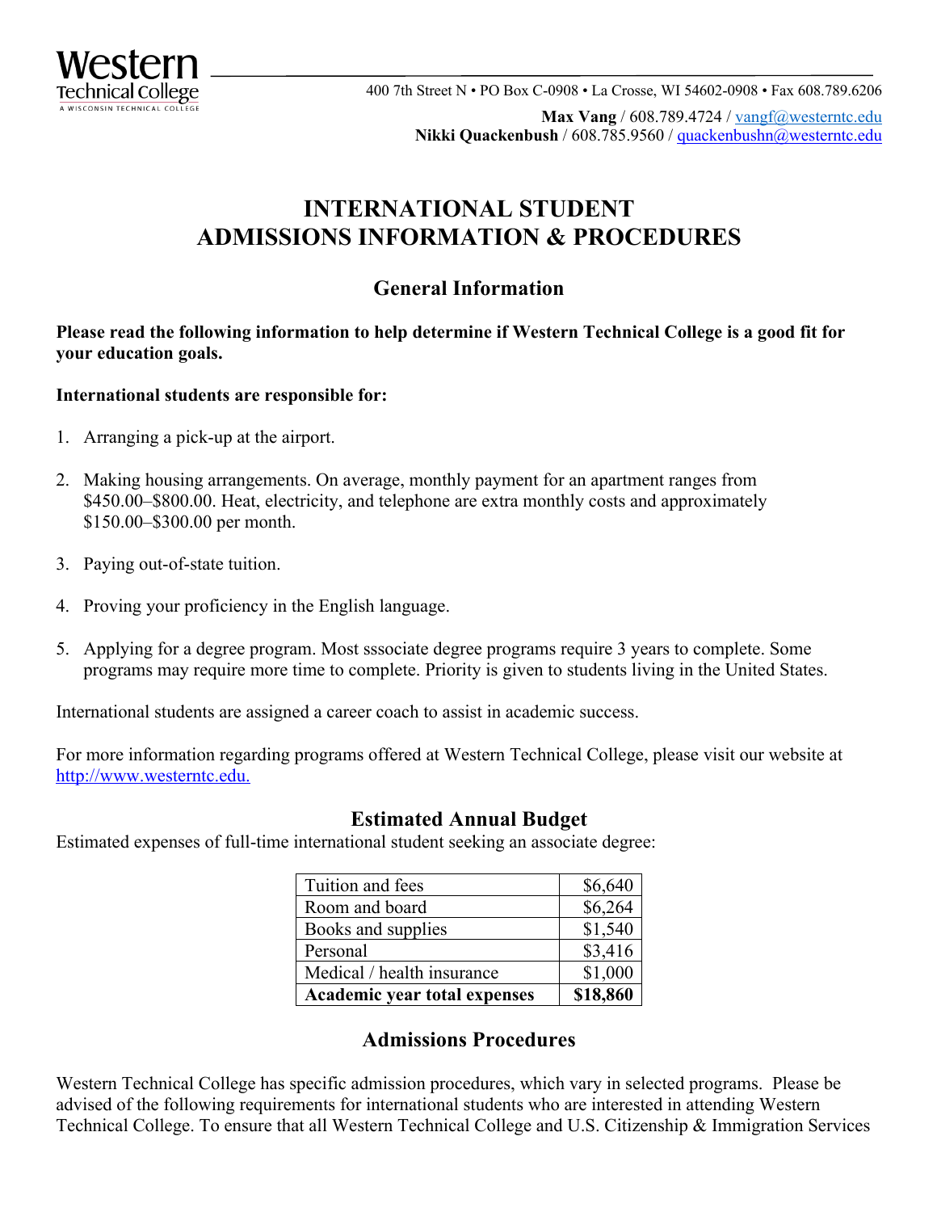Western Technical College
A WISCONSIN TECHNICAL COLLEGE

400 7th Street N • PO Box C-0908 • La Crosse, WI 54602-0908 • Fax 608.789.6206

**Max Vang** / 608.789.4724 / vangf@westerntc.edu
**Nikki Quackenbush** / 608.785.9560 / quackenbushn@westerntc.edu

# INTERNATIONAL STUDENT ADMISSIONS INFORMATION & PROCEDURES

## General Information

**Please read the following information to help determine if Western Technical College is a good fit for your education goals.**

**International students are responsible for:**

1. Arranging a pick-up at the airport.
2. Making housing arrangements. On average, monthly payment for an apartment ranges from $450.00–$800.00. Heat, electricity, and telephone are extra monthly costs and approximately $150.00–$300.00 per month.
3. Paying out-of-state tuition.
4. Proving your proficiency in the English language.
5. Applying for a degree program. Most sssociate degree programs require 3 years to complete. Some programs may require more time to complete. Priority is given to students living in the United States.

International students are assigned a career coach to assist in academic success.

For more information regarding programs offered at Western Technical College, please visit our website at http://www.westerntc.edu.

## Estimated Annual Budget

Estimated expenses of full-time international student seeking an associate degree:

| | |
|---|---:|
| Tuition and fees | $6,640 |
| Room and board | $6,264 |
| Books and supplies | $1,540 |
| Personal | $3,416 |
| Medical / health insurance | $1,000 |
| **Academic year total expenses** | **$18,860** |

## Admissions Procedures

Western Technical College has specific admission procedures, which vary in selected programs. Please be advised of the following requirements for international students who are interested in attending Western Technical College. To ensure that all Western Technical College and U.S. Citizenship & Immigration Services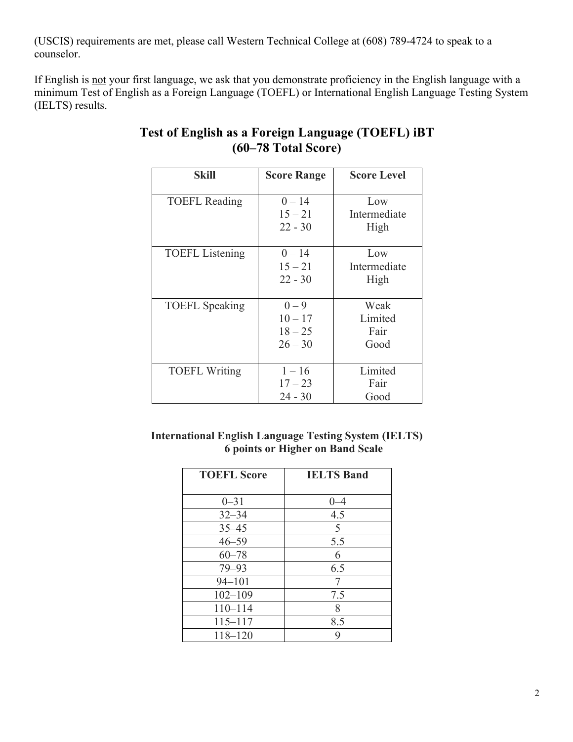(USCIS) requirements are met, please call Western Technical College at (608) 789-4724 to speak to a counselor.

If English is not your first language, we ask that you demonstrate proficiency in the English language with a minimum Test of English as a Foreign Language (TOEFL) or International English Language Testing System (IELTS) results.

## Test of English as a Foreign Language (TOEFL) iBT (60–78 Total Score)

| Skill | Score Range | Score Level |
|---|---|---|
| TOEFL Reading | 0 – 14<br>15 – 21<br>22 - 30 | Low<br>Intermediate<br>High |
| TOEFL Listening | 0 – 14<br>15 – 21<br>22 - 30 | Low<br>Intermediate<br>High |
| TOEFL Speaking | 0 – 9<br>10 – 17<br>18 – 25<br>26 – 30 | Weak<br>Limited<br>Fair<br>Good |
| TOEFL Writing | 1 – 16<br>17 – 23<br>24 - 30 | Limited<br>Fair<br>Good |

### International English Language Testing System (IELTS) 6 points or Higher on Band Scale

| TOEFL Score | IELTS Band |
|---|---|
| 0–31 | 0–4 |
| 32–34 | 4.5 |
| 35–45 | 5 |
| 46–59 | 5.5 |
| 60–78 | 6 |
| 79–93 | 6.5 |
| 94–101 | 7 |
| 102–109 | 7.5 |
| 110–114 | 8 |
| 115–117 | 8.5 |
| 118–120 | 9 |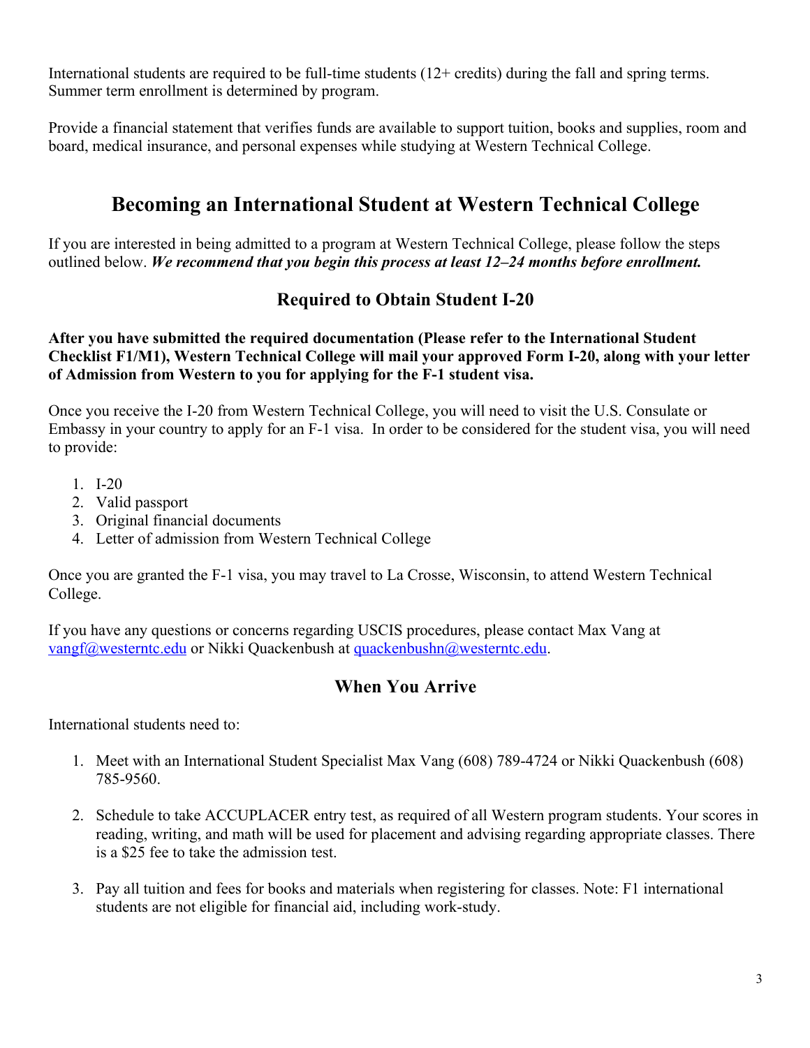International students are required to be full-time students (12+ credits) during the fall and spring terms. Summer term enrollment is determined by program.

Provide a financial statement that verifies funds are available to support tuition, books and supplies, room and board, medical insurance, and personal expenses while studying at Western Technical College.

# Becoming an International Student at Western Technical College

If you are interested in being admitted to a program at Western Technical College, please follow the steps outlined below. ***We recommend that you begin this process at least 12–24 months before enrollment.***

## Required to Obtain Student I-20

**After you have submitted the required documentation (Please refer to the International Student Checklist F1/M1), Western Technical College will mail your approved Form I-20, along with your letter of Admission from Western to you for applying for the F-1 student visa.**

Once you receive the I-20 from Western Technical College, you will need to visit the U.S. Consulate or Embassy in your country to apply for an F-1 visa. In order to be considered for the student visa, you will need to provide:

1. I-20
2. Valid passport
3. Original financial documents
4. Letter of admission from Western Technical College

Once you are granted the F-1 visa, you may travel to La Crosse, Wisconsin, to attend Western Technical College.

If you have any questions or concerns regarding USCIS procedures, please contact Max Vang at vangf@westerntc.edu or Nikki Quackenbush at quackenbushn@westerntc.edu.

## When You Arrive

International students need to:

1. Meet with an International Student Specialist Max Vang (608) 789-4724 or Nikki Quackenbush (608) 785-9560.

2. Schedule to take ACCUPLACER entry test, as required of all Western program students. Your scores in reading, writing, and math will be used for placement and advising regarding appropriate classes. There is a $25 fee to take the admission test.

3. Pay all tuition and fees for books and materials when registering for classes. Note: F1 international students are not eligible for financial aid, including work-study.